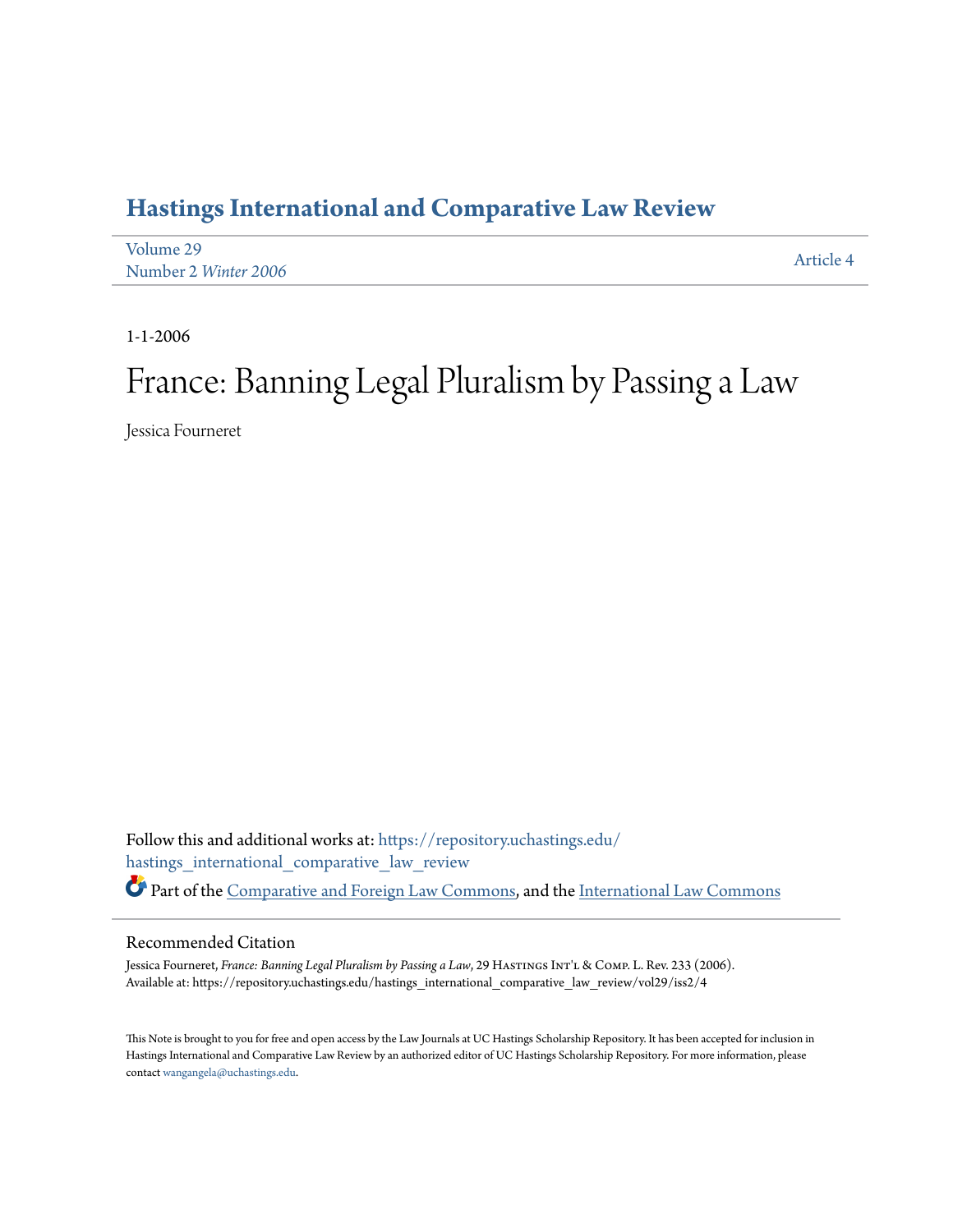# Hastings International and Comparative Law Review

Volume 29
Number 2 *Winter 2006*

Article 4

1-1-2006

# France: Banning Legal Pluralism by Passing a Law

Jessica Fourneret

Follow this and additional works at: https://repository.uchastings.edu/hastings_international_comparative_law_review

Part of the Comparative and Foreign Law Commons, and the International Law Commons

## Recommended Citation

Jessica Fourneret, *France: Banning Legal Pluralism by Passing a Law*, 29 Hastings Int'l & Comp. L. Rev. 233 (2006).
Available at: https://repository.uchastings.edu/hastings_international_comparative_law_review/vol29/iss2/4

This Note is brought to you for free and open access by the Law Journals at UC Hastings Scholarship Repository. It has been accepted for inclusion in Hastings International and Comparative Law Review by an authorized editor of UC Hastings Scholarship Repository. For more information, please contact wangangela@uchastings.edu.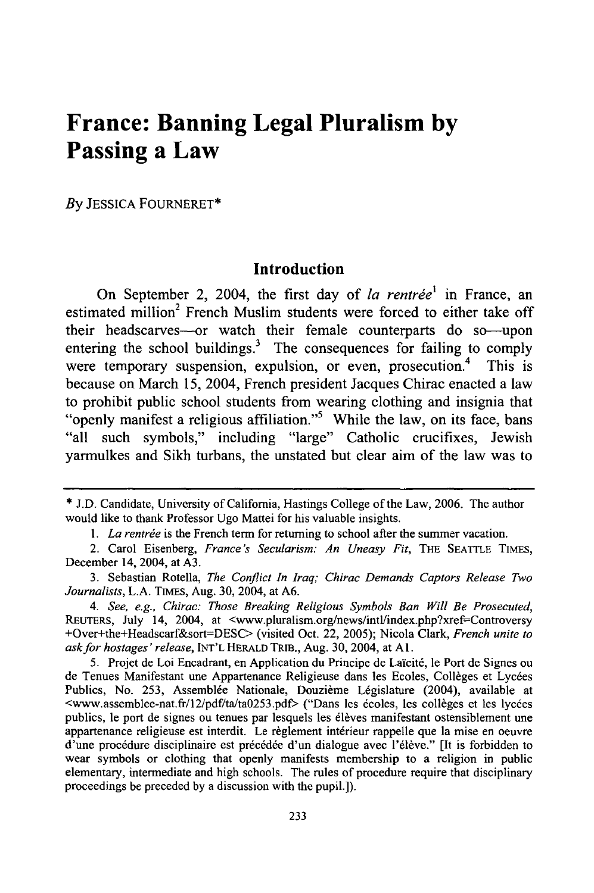# France: Banning Legal Pluralism by Passing a Law

*By* JESSICA FOURNERET*

## Introduction

On September 2, 2004, the first day of *la rentrée*[1] in France, an estimated million[2] French Muslim students were forced to either take off their headscarves—or watch their female counterparts do so—upon entering the school buildings.[3] The consequences for failing to comply were temporary suspension, expulsion, or even, prosecution.[4] This is because on March 15, 2004, French president Jacques Chirac enacted a law to prohibit public school students from wearing clothing and insignia that "openly manifest a religious affiliation."[5] While the law, on its face, bans "all such symbols," including "large" Catholic crucifixes, Jewish yarmulkes and Sikh turbans, the unstated but clear aim of the law was to

---

* J.D. Candidate, University of California, Hastings College of the Law, 2006. The author would like to thank Professor Ugo Mattei for his valuable insights.

1. *La rentrée* is the French term for returning to school after the summer vacation.

2. Carol Eisenberg, *France's Secularism: An Uneasy Fit*, THE SEATTLE TIMES, December 14, 2004, at A3.

3. Sebastian Rotella, *The Conflict In Iraq; Chirac Demands Captors Release Two Journalists*, L.A. TIMES, Aug. 30, 2004, at A6.

4. *See, e.g., Chirac: Those Breaking Religious Symbols Ban Will Be Prosecuted*, REUTERS, July 14, 2004, at <www.pluralism.org/news/intl/index.php?xref=Controversy+Over+the+Headscarf&sort=DESC> (visited Oct. 22, 2005); Nicola Clark, *French unite to ask for hostages' release*, INT'L HERALD TRIB., Aug. 30, 2004, at A1.

5. Projet de Loi Encadrant, en Application du Principe de Laïcité, le Port de Signes ou de Tenues Manifestant une Appartenance Religieuse dans les Ecoles, Collèges et Lycées Publics, No. 253, Assemblée Nationale, Douzième Législature (2004), available at <www.assemblee-nat.fr/12/pdf/ta/ta0253.pdf> ("Dans les écoles, les collèges et les lycées publics, le port de signes ou tenues par lesquels les élèves manifestant ostensiblement une appartenance religieuse est interdit. Le règlement intérieur rappelle que la mise en oeuvre d'une procédure disciplinaire est précédée d'un dialogue avec l'élève." [It is forbidden to wear symbols or clothing that openly manifests membership to a religion in public elementary, intermediate and high schools. The rules of procedure require that disciplinary proceedings be preceded by a discussion with the pupil.]).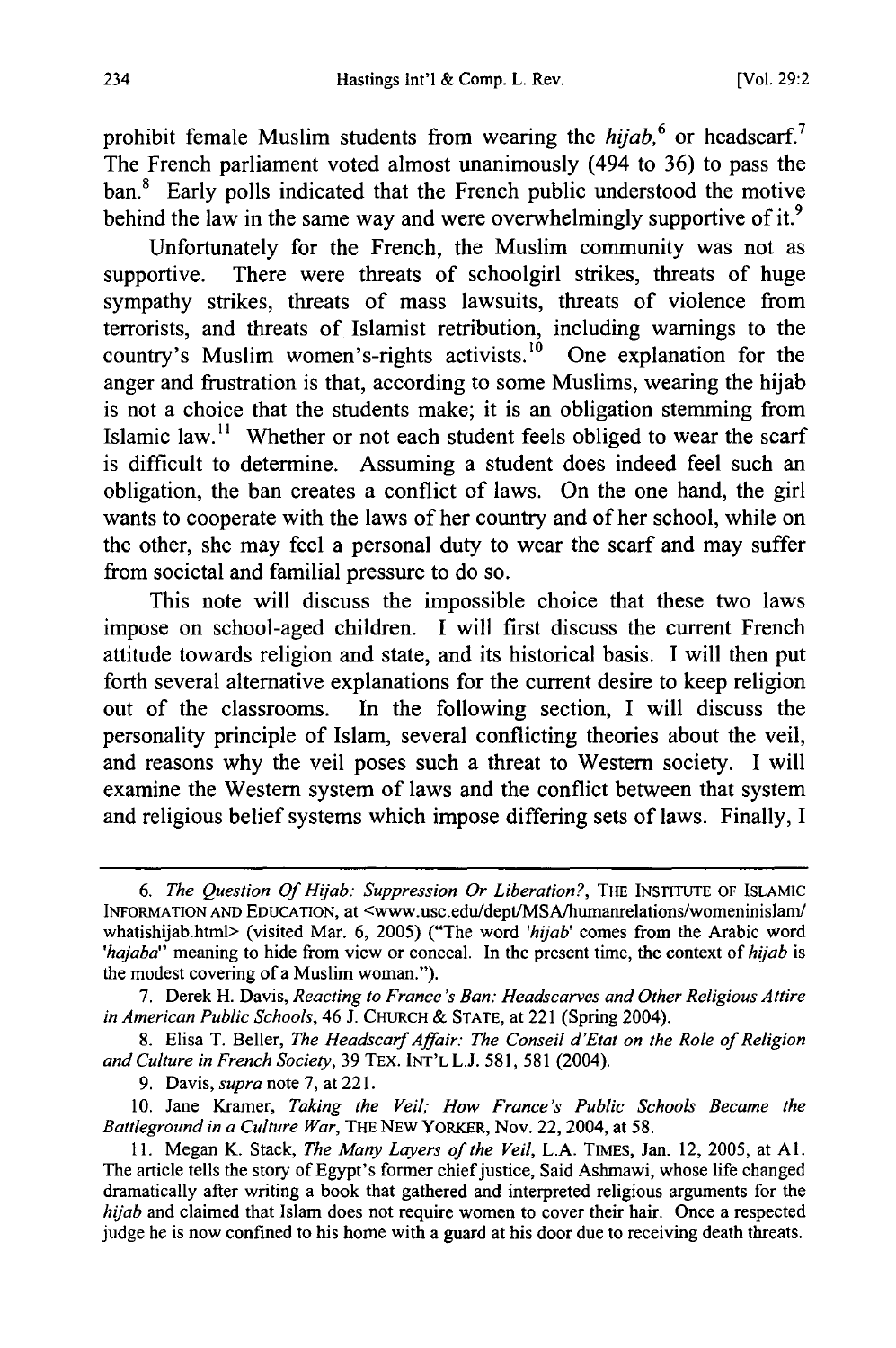prohibit female Muslim students from wearing the *hijab*,[6] or headscarf.[7] The French parliament voted almost unanimously (494 to 36) to pass the ban.[8] Early polls indicated that the French public understood the motive behind the law in the same way and were overwhelmingly supportive of it.[9]

Unfortunately for the French, the Muslim community was not as supportive. There were threats of schoolgirl strikes, threats of huge sympathy strikes, threats of mass lawsuits, threats of violence from terrorists, and threats of Islamist retribution, including warnings to the country's Muslim women's-rights activists.[10] One explanation for the anger and frustration is that, according to some Muslims, wearing the hijab is not a choice that the students make; it is an obligation stemming from Islamic law.[11] Whether or not each student feels obliged to wear the scarf is difficult to determine. Assuming a student does indeed feel such an obligation, the ban creates a conflict of laws. On the one hand, the girl wants to cooperate with the laws of her country and of her school, while on the other, she may feel a personal duty to wear the scarf and may suffer from societal and familial pressure to do so.

This note will discuss the impossible choice that these two laws impose on school-aged children. I will first discuss the current French attitude towards religion and state, and its historical basis. I will then put forth several alternative explanations for the current desire to keep religion out of the classrooms. In the following section, I will discuss the personality principle of Islam, several conflicting theories about the veil, and reasons why the veil poses such a threat to Western society. I will examine the Western system of laws and the conflict between that system and religious belief systems which impose differing sets of laws. Finally, I

---

6. *The Question Of Hijab: Suppression Or Liberation?*, THE INSTITUTE OF ISLAMIC INFORMATION AND EDUCATION, at <www.usc.edu/dept/MSA/humanrelations/womeninislam/whatishijab.html> (visited Mar. 6, 2005) ("The word '*hijab*' comes from the Arabic word '*hajaba*" meaning to hide from view or conceal. In the present time, the context of *hijab* is the modest covering of a Muslim woman.").

7. Derek H. Davis, *Reacting to France's Ban: Headscarves and Other Religious Attire in American Public Schools*, 46 J. CHURCH & STATE, at 221 (Spring 2004).

8. Elisa T. Beller, *The Headscarf Affair: The Conseil d'Etat on the Role of Religion and Culture in French Society*, 39 TEX. INT'L L.J. 581, 581 (2004).

9. Davis, *supra* note 7, at 221.

10. Jane Kramer, *Taking the Veil; How France's Public Schools Became the Battleground in a Culture War*, THE NEW YORKER, Nov. 22, 2004, at 58.

11. Megan K. Stack, *The Many Layers of the Veil*, L.A. TIMES, Jan. 12, 2005, at A1. The article tells the story of Egypt's former chief justice, Said Ashmawi, whose life changed dramatically after writing a book that gathered and interpreted religious arguments for the *hijab* and claimed that Islam does not require women to cover their hair. Once a respected judge he is now confined to his home with a guard at his door due to receiving death threats.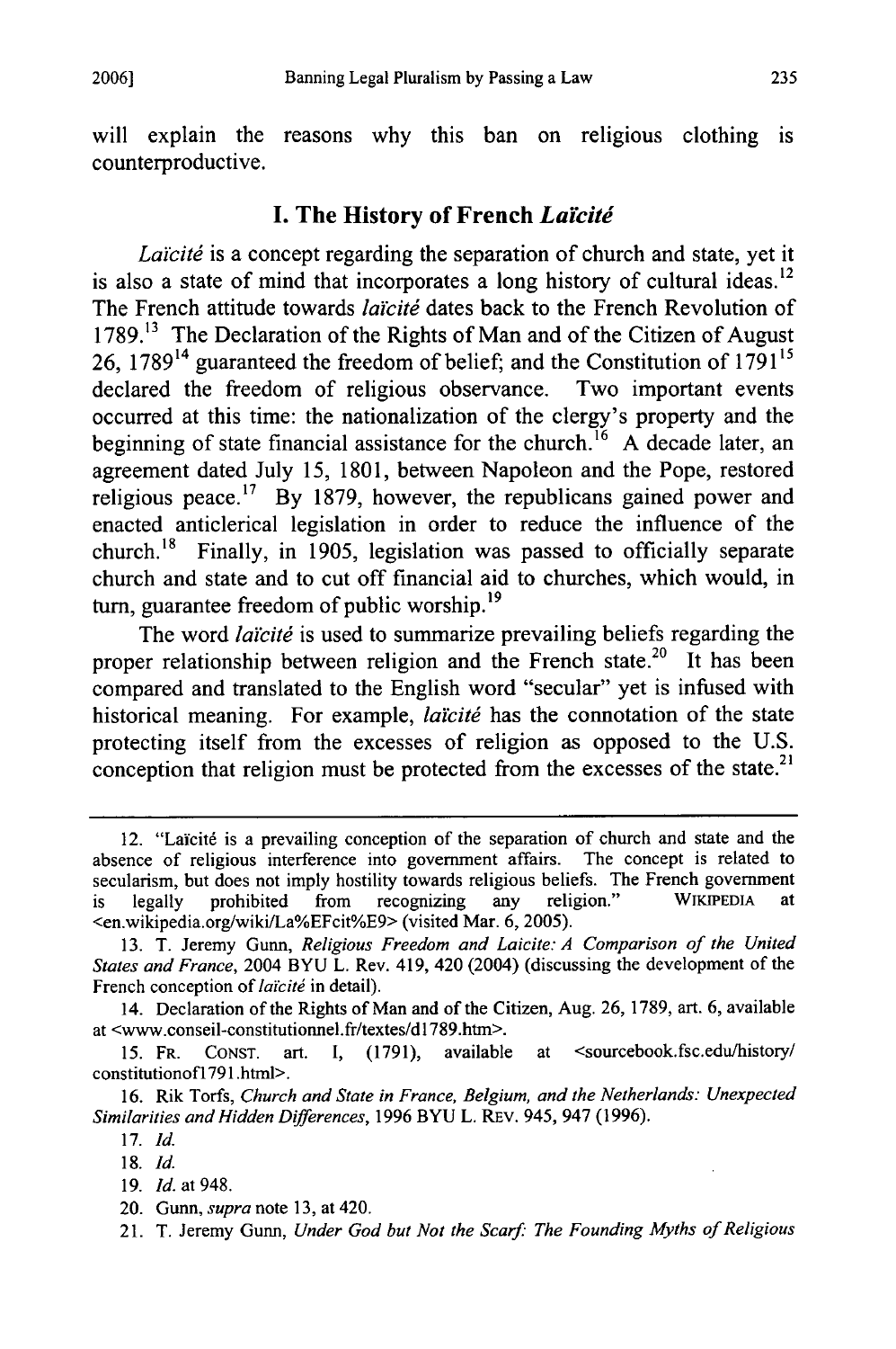will explain the reasons why this ban on religious clothing is counterproductive.

## I. The History of French *Laïcité*

*Laïcité* is a concept regarding the separation of church and state, yet it is also a state of mind that incorporates a long history of cultural ideas.[12] The French attitude towards *laïcité* dates back to the French Revolution of 1789.[13] The Declaration of the Rights of Man and of the Citizen of August 26, 1789[14] guaranteed the freedom of belief; and the Constitution of 1791[15] declared the freedom of religious observance. Two important events occurred at this time: the nationalization of the clergy's property and the beginning of state financial assistance for the church.[16] A decade later, an agreement dated July 15, 1801, between Napoleon and the Pope, restored religious peace.[17] By 1879, however, the republicans gained power and enacted anticlerical legislation in order to reduce the influence of the church.[18] Finally, in 1905, legislation was passed to officially separate church and state and to cut off financial aid to churches, which would, in turn, guarantee freedom of public worship.[19]

The word *laïcité* is used to summarize prevailing beliefs regarding the proper relationship between religion and the French state.[20] It has been compared and translated to the English word "secular" yet is infused with historical meaning. For example, *laïcité* has the connotation of the state protecting itself from the excesses of religion as opposed to the U.S. conception that religion must be protected from the excesses of the state.[21]

---

12. "Laïcité is a prevailing conception of the separation of church and state and the absence of religious interference into government affairs. The concept is related to secularism, but does not imply hostility towards religious beliefs. The French government is legally prohibited from recognizing any religion." WIKIPEDIA at <en.wikipedia.org/wiki/La%EFcit%E9> (visited Mar. 6, 2005).

13. T. Jeremy Gunn, *Religious Freedom and Laicite: A Comparison of the United States and France*, 2004 BYU L. Rev. 419, 420 (2004) (discussing the development of the French conception of *laïcité* in detail).

14. Declaration of the Rights of Man and of the Citizen, Aug. 26, 1789, art. 6, available at <www.conseil-constitutionnel.fr/textes/d1789.htm>.

15. FR. CONST. art. I, (1791), available at <sourcebook.fsc.edu/history/constitutionof1791.html>.

16. Rik Torfs, *Church and State in France, Belgium, and the Netherlands: Unexpected Similarities and Hidden Differences*, 1996 BYU L. REV. 945, 947 (1996).

17. *Id.*

18. *Id.*

19. *Id.* at 948.

20. Gunn, *supra* note 13, at 420.

21. T. Jeremy Gunn, *Under God but Not the Scarf: The Founding Myths of Religious*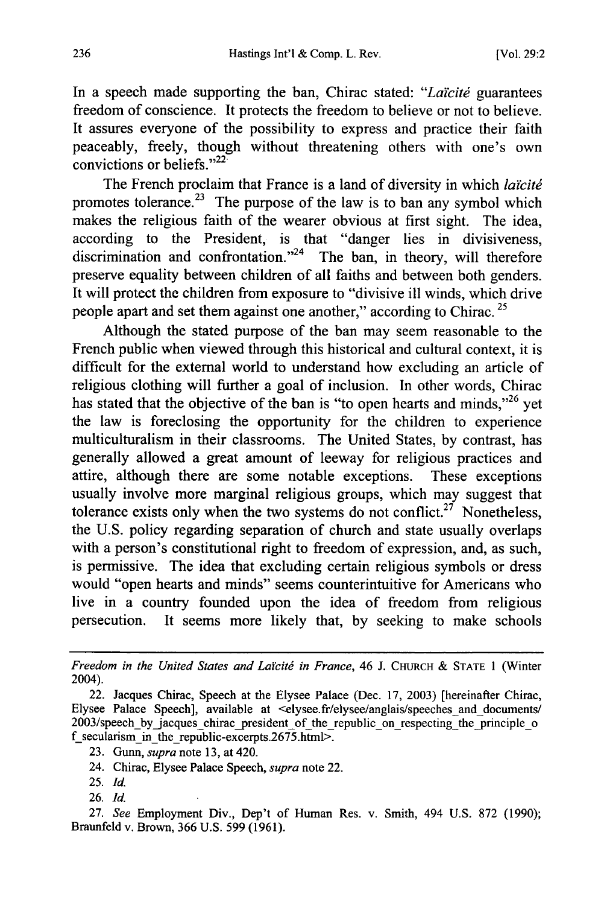In a speech made supporting the ban, Chirac stated: "*Laïcité* guarantees freedom of conscience. It protects the freedom to believe or not to believe. It assures everyone of the possibility to express and practice their faith peaceably, freely, though without threatening others with one's own convictions or beliefs."[22]

The French proclaim that France is a land of diversity in which *laïcité* promotes tolerance.[23] The purpose of the law is to ban any symbol which makes the religious faith of the wearer obvious at first sight. The idea, according to the President, is that "danger lies in divisiveness, discrimination and confrontation."[24] The ban, in theory, will therefore preserve equality between children of all faiths and between both genders. It will protect the children from exposure to "divisive ill winds, which drive people apart and set them against one another," according to Chirac.[25]

Although the stated purpose of the ban may seem reasonable to the French public when viewed through this historical and cultural context, it is difficult for the external world to understand how excluding an article of religious clothing will further a goal of inclusion. In other words, Chirac has stated that the objective of the ban is "to open hearts and minds,"[26] yet the law is foreclosing the opportunity for the children to experience multiculturalism in their classrooms. The United States, by contrast, has generally allowed a great amount of leeway for religious practices and attire, although there are some notable exceptions. These exceptions usually involve more marginal religious groups, which may suggest that tolerance exists only when the two systems do not conflict.[27] Nonetheless, the U.S. policy regarding separation of church and state usually overlaps with a person's constitutional right to freedom of expression, and, as such, is permissive. The idea that excluding certain religious symbols or dress would "open hearts and minds" seems counterintuitive for Americans who live in a country founded upon the idea of freedom from religious persecution. It seems more likely that, by seeking to make schools

---

*Freedom in the United States and Laïcité in France*, 46 J. CHURCH & STATE 1 (Winter 2004).

22. Jacques Chirac, Speech at the Elysee Palace (Dec. 17, 2003) [hereinafter Chirac, Elysee Palace Speech], available at <elysee.fr/elysee/anglais/speeches_and_documents/2003/speech_by_jacques_chirac_president_of_the_republic_on_respecting_the_principle_of_secularism_in_the_republic-excerpts.2675.html>.

23. Gunn, *supra* note 13, at 420.

24. Chirac, Elysee Palace Speech, *supra* note 22.

25. *Id.*

26. *Id.*

27. *See* Employment Div., Dep't of Human Res. v. Smith, 494 U.S. 872 (1990); Braunfeld v. Brown, 366 U.S. 599 (1961).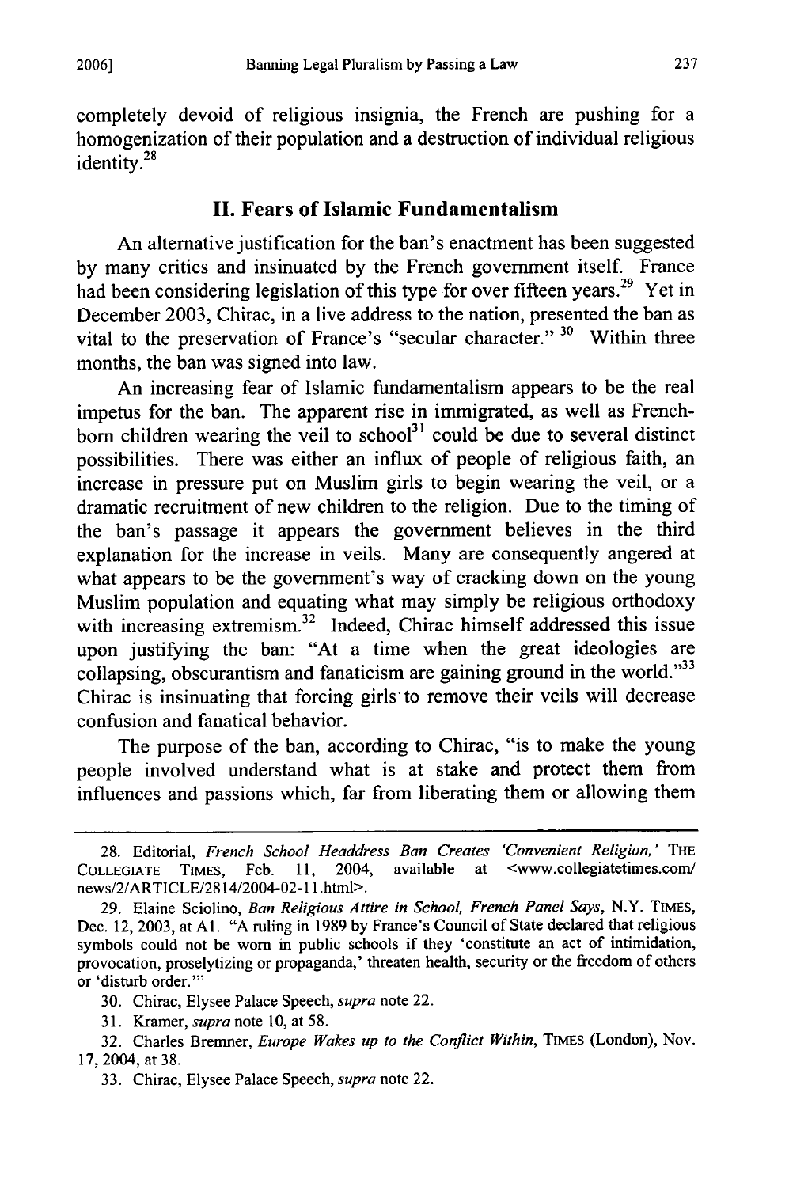completely devoid of religious insignia, the French are pushing for a homogenization of their population and a destruction of individual religious identity.[28]

## II. Fears of Islamic Fundamentalism

An alternative justification for the ban's enactment has been suggested by many critics and insinuated by the French government itself. France had been considering legislation of this type for over fifteen years.[29] Yet in December 2003, Chirac, in a live address to the nation, presented the ban as vital to the preservation of France's "secular character." [30] Within three months, the ban was signed into law.

An increasing fear of Islamic fundamentalism appears to be the real impetus for the ban. The apparent rise in immigrated, as well as French-born children wearing the veil to school[31] could be due to several distinct possibilities. There was either an influx of people of religious faith, an increase in pressure put on Muslim girls to begin wearing the veil, or a dramatic recruitment of new children to the religion. Due to the timing of the ban's passage it appears the government believes in the third explanation for the increase in veils. Many are consequently angered at what appears to be the government's way of cracking down on the young Muslim population and equating what may simply be religious orthodoxy with increasing extremism.[32] Indeed, Chirac himself addressed this issue upon justifying the ban: "At a time when the great ideologies are collapsing, obscurantism and fanaticism are gaining ground in the world."[33] Chirac is insinuating that forcing girls to remove their veils will decrease confusion and fanatical behavior.

The purpose of the ban, according to Chirac, "is to make the young people involved understand what is at stake and protect them from influences and passions which, far from liberating them or allowing them

---

28. Editorial, *French School Headdress Ban Creates 'Convenient Religion,'* THE COLLEGIATE TIMES, Feb. 11, 2004, available at <www.collegiatetimes.com/news/2/ARTICLE/2814/2004-02-11.html>.

29. Elaine Sciolino, *Ban Religious Attire in School, French Panel Says*, N.Y. TIMES, Dec. 12, 2003, at A1. "A ruling in 1989 by France's Council of State declared that religious symbols could not be worn in public schools if they 'constitute an act of intimidation, provocation, proselytizing or propaganda,' threaten health, security or the freedom of others or 'disturb order.'"

30. Chirac, Elysee Palace Speech, *supra* note 22.

31. Kramer, *supra* note 10, at 58.

32. Charles Bremner, *Europe Wakes up to the Conflict Within*, TIMES (London), Nov. 17, 2004, at 38.

33. Chirac, Elysee Palace Speech, *supra* note 22.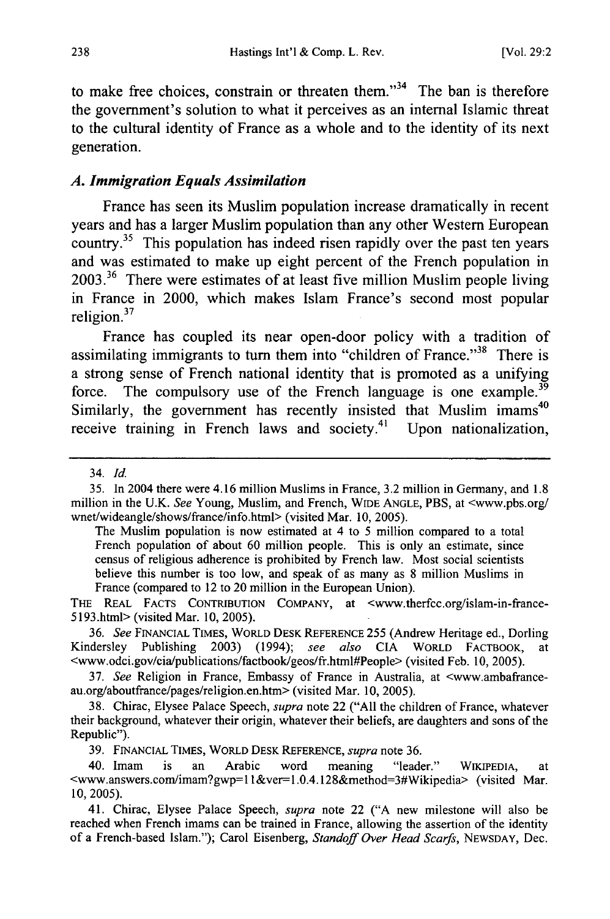to make free choices, constrain or threaten them."[34] The ban is therefore the government's solution to what it perceives as an internal Islamic threat to the cultural identity of France as a whole and to the identity of its next generation.

### *A. Immigration Equals Assimilation*

France has seen its Muslim population increase dramatically in recent years and has a larger Muslim population than any other Western European country.[35] This population has indeed risen rapidly over the past ten years and was estimated to make up eight percent of the French population in 2003.[36] There were estimates of at least five million Muslim people living in France in 2000, which makes Islam France's second most popular religion.[37]

France has coupled its near open-door policy with a tradition of assimilating immigrants to turn them into "children of France."[38] There is a strong sense of French national identity that is promoted as a unifying force. The compulsory use of the French language is one example.[39] Similarly, the government has recently insisted that Muslim imams[40] receive training in French laws and society.[41] Upon nationalization,

---

34. *Id.*

35. In 2004 there were 4.16 million Muslims in France, 3.2 million in Germany, and 1.8 million in the U.K. *See* Young, Muslim, and French, WIDE ANGLE, PBS, at <www.pbs.org/wnet/wideangle/shows/france/info.html> (visited Mar. 10, 2005).

> The Muslim population is now estimated at 4 to 5 million compared to a total French population of about 60 million people. This is only an estimate, since census of religious adherence is prohibited by French law. Most social scientists believe this number is too low, and speak of as many as 8 million Muslims in France (compared to 12 to 20 million in the European Union).

THE REAL FACTS CONTRIBUTION COMPANY, at <www.therfcc.org/islam-in-france-5193.html> (visited Mar. 10, 2005).

36. *See* FINANCIAL TIMES, WORLD DESK REFERENCE 255 (Andrew Heritage ed., Dorling Kindersley Publishing 2003) (1994); *see also* CIA WORLD FACTBOOK, at <www.odci.gov/cia/publications/factbook/geos/fr.html#People> (visited Feb. 10, 2005).

37. *See* Religion in France, Embassy of France in Australia, at <www.ambafrance-au.org/aboutfrance/pages/religion.en.htm> (visited Mar. 10, 2005).

38. Chirac, Elysee Palace Speech, *supra* note 22 ("All the children of France, whatever their background, whatever their origin, whatever their beliefs, are daughters and sons of the Republic").

39. FINANCIAL TIMES, WORLD DESK REFERENCE, *supra* note 36.

40. Imam is an Arabic word meaning "leader." WIKIPEDIA, at <www.answers.com/imam?gwp=11&ver=1.0.4.128&method=3#Wikipedia> (visited Mar. 10, 2005).

41. Chirac, Elysee Palace Speech, *supra* note 22 ("A new milestone will also be reached when French imams can be trained in France, allowing the assertion of the identity of a French-based Islam."); Carol Eisenberg, *Standoff Over Head Scarfs*, NEWSDAY, Dec.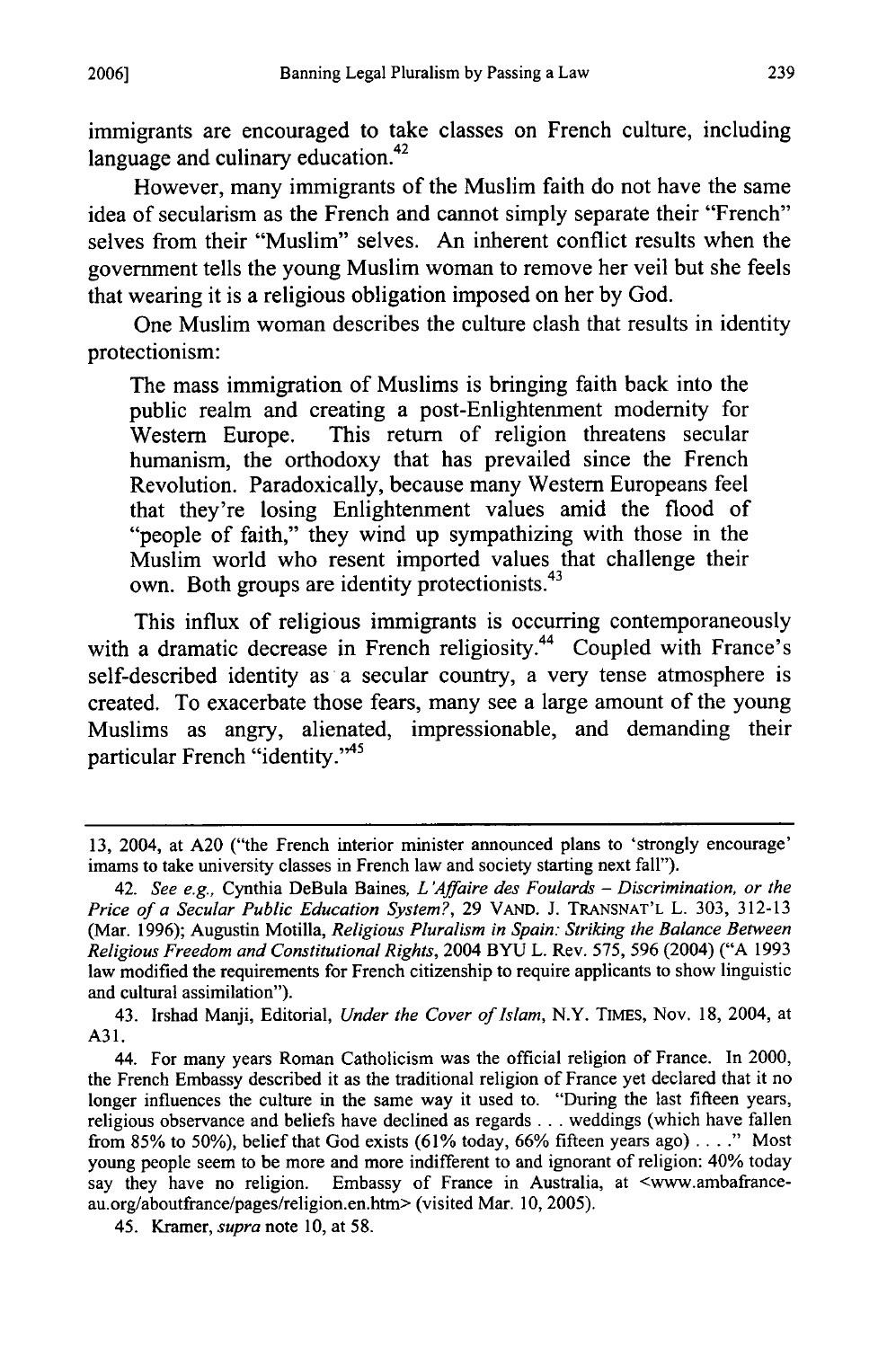immigrants are encouraged to take classes on French culture, including language and culinary education.[42]

However, many immigrants of the Muslim faith do not have the same idea of secularism as the French and cannot simply separate their "French" selves from their "Muslim" selves. An inherent conflict results when the government tells the young Muslim woman to remove her veil but she feels that wearing it is a religious obligation imposed on her by God.

One Muslim woman describes the culture clash that results in identity protectionism:

> The mass immigration of Muslims is bringing faith back into the public realm and creating a post-Enlightenment modernity for Western Europe. This return of religion threatens secular humanism, the orthodoxy that has prevailed since the French Revolution. Paradoxically, because many Western Europeans feel that they're losing Enlightenment values amid the flood of "people of faith," they wind up sympathizing with those in the Muslim world who resent imported values that challenge their own. Both groups are identity protectionists.[43]

This influx of religious immigrants is occurring contemporaneously with a dramatic decrease in French religiosity.[44] Coupled with France's self-described identity as a secular country, a very tense atmosphere is created. To exacerbate those fears, many see a large amount of the young Muslims as angry, alienated, impressionable, and demanding their particular French "identity."[45]

---

13, 2004, at A20 ("the French interior minister announced plans to 'strongly encourage' imams to take university classes in French law and society starting next fall").

42. *See e.g.*, Cynthia DeBula Baines, *L'Affaire des Foulards – Discrimination, or the Price of a Secular Public Education System?*, 29 VAND. J. TRANSNAT'L L. 303, 312-13 (Mar. 1996); Augustin Motilla, *Religious Pluralism in Spain: Striking the Balance Between Religious Freedom and Constitutional Rights*, 2004 BYU L. Rev. 575, 596 (2004) ("A 1993 law modified the requirements for French citizenship to require applicants to show linguistic and cultural assimilation").

43. Irshad Manji, Editorial, *Under the Cover of Islam*, N.Y. TIMES, Nov. 18, 2004, at A31.

44. For many years Roman Catholicism was the official religion of France. In 2000, the French Embassy described it as the traditional religion of France yet declared that it no longer influences the culture in the same way it used to. "During the last fifteen years, religious observance and beliefs have declined as regards . . . weddings (which have fallen from 85% to 50%), belief that God exists (61% today, 66% fifteen years ago) . . . ." Most young people seem to be more and more indifferent to and ignorant of religion: 40% today say they have no religion. Embassy of France in Australia, at <www.ambafrance-au.org/aboutfrance/pages/religion.en.htm> (visited Mar. 10, 2005).

45. Kramer, *supra* note 10, at 58.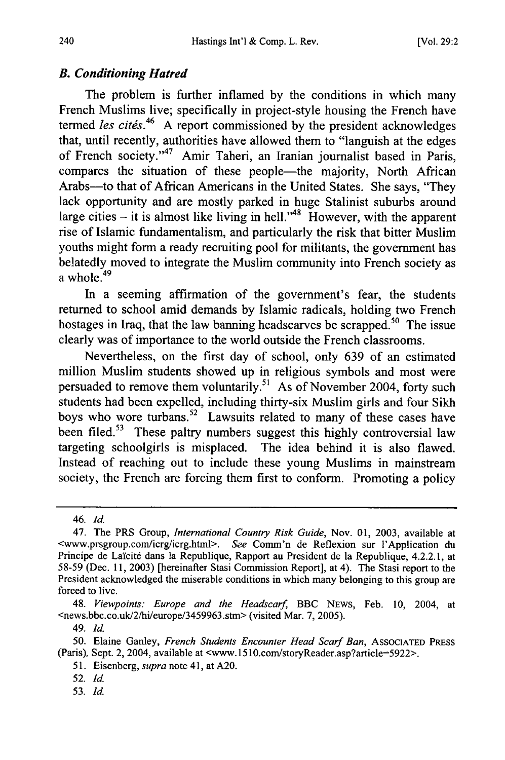### *B. Conditioning Hatred*

The problem is further inflamed by the conditions in which many French Muslims live; specifically in project-style housing the French have termed *les cités*.[46] A report commissioned by the president acknowledges that, until recently, authorities have allowed them to "languish at the edges of French society."[47] Amir Taheri, an Iranian journalist based in Paris, compares the situation of these people—the majority, North African Arabs—to that of African Americans in the United States. She says, "They lack opportunity and are mostly parked in huge Stalinist suburbs around large cities – it is almost like living in hell."[48] However, with the apparent rise of Islamic fundamentalism, and particularly the risk that bitter Muslim youths might form a ready recruiting pool for militants, the government has belatedly moved to integrate the Muslim community into French society as a whole.[49]

In a seeming affirmation of the government's fear, the students returned to school amid demands by Islamic radicals, holding two French hostages in Iraq, that the law banning headscarves be scrapped.[50] The issue clearly was of importance to the world outside the French classrooms.

Nevertheless, on the first day of school, only 639 of an estimated million Muslim students showed up in religious symbols and most were persuaded to remove them voluntarily.[51] As of November 2004, forty such students had been expelled, including thirty-six Muslim girls and four Sikh boys who wore turbans.[52] Lawsuits related to many of these cases have been filed.[53] These paltry numbers suggest this highly controversial law targeting schoolgirls is misplaced. The idea behind it is also flawed. Instead of reaching out to include these young Muslims in mainstream society, the French are forcing them first to conform. Promoting a policy

---

46. *Id.*

47. The PRS Group, *International Country Risk Guide*, Nov. 01, 2003, available at <www.prsgroup.com/icrg/icrg.html>. *See* Comm'n de Reflexion sur l'Application du Principe de Laïcité dans la Republique, Rapport au President de la Republique, 4.2.2.1, at 58-59 (Dec. 11, 2003) [hereinafter Stasi Commission Report], at 4). The Stasi report to the President acknowledged the miserable conditions in which many belonging to this group are forced to live.

48. *Viewpoints: Europe and the Headscarf*, BBC NEWS, Feb. 10, 2004, at <news.bbc.co.uk/2/hi/europe/3459963.stm> (visited Mar. 7, 2005).

49. *Id.*

50. Elaine Ganley, *French Students Encounter Head Scarf Ban*, ASSOCIATED PRESS (Paris), Sept. 2, 2004, available at <www.1510.com/storyReader.asp?article=5922>.

51. Eisenberg, *supra* note 41, at A20.

52. *Id.*

53. *Id.*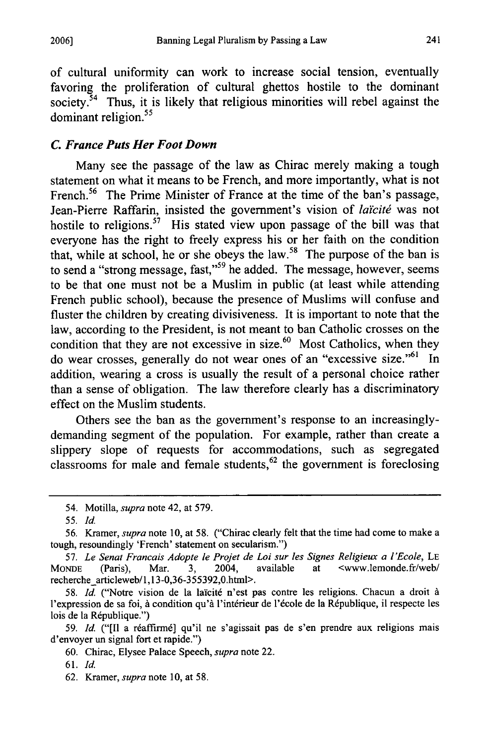of cultural uniformity can work to increase social tension, eventually favoring the proliferation of cultural ghettos hostile to the dominant society.[54] Thus, it is likely that religious minorities will rebel against the dominant religion.[55]

### *C. France Puts Her Foot Down*

Many see the passage of the law as Chirac merely making a tough statement on what it means to be French, and more importantly, what is not French.[56] The Prime Minister of France at the time of the ban's passage, Jean-Pierre Raffarin, insisted the government's vision of *laïcité* was not hostile to religions.[57] His stated view upon passage of the bill was that everyone has the right to freely express his or her faith on the condition that, while at school, he or she obeys the law.[58] The purpose of the ban is to send a "strong message, fast,"[59] he added. The message, however, seems to be that one must not be a Muslim in public (at least while attending French public school), because the presence of Muslims will confuse and fluster the children by creating divisiveness. It is important to note that the law, according to the President, is not meant to ban Catholic crosses on the condition that they are not excessive in size.[60] Most Catholics, when they do wear crosses, generally do not wear ones of an "excessive size."[61] In addition, wearing a cross is usually the result of a personal choice rather than a sense of obligation. The law therefore clearly has a discriminatory effect on the Muslim students.

Others see the ban as the government's response to an increasingly-demanding segment of the population. For example, rather than create a slippery slope of requests for accommodations, such as segregated classrooms for male and female students,[62] the government is foreclosing

---

54. Motilla, *supra* note 42, at 579.

55. *Id.*

56. Kramer, *supra* note 10, at 58. ("Chirac clearly felt that the time had come to make a tough, resoundingly 'French' statement on secularism.")

57. *Le Senat Francais Adopte le Projet de Loi sur les Signes Religieux a l'Ecole*, LE MONDE (Paris), Mar. 3, 2004, available at <www.lemonde.fr/web/recherche_articleweb/1,13-0,36-355392,0.html>.

58. *Id.* ("Notre vision de la laïcité n'est pas contre les religions. Chacun a droit à l'expression de sa foi, à condition qu'à l'intérieur de l'école de la République, il respecte les lois de la République.")

59. *Id.* ("[Il a réaffirmé] qu'il ne s'agissait pas de s'en prendre aux religions mais d'envoyer un signal fort et rapide.")

60. Chirac, Elysee Palace Speech, *supra* note 22.

61. *Id.*

62. Kramer, *supra* note 10, at 58.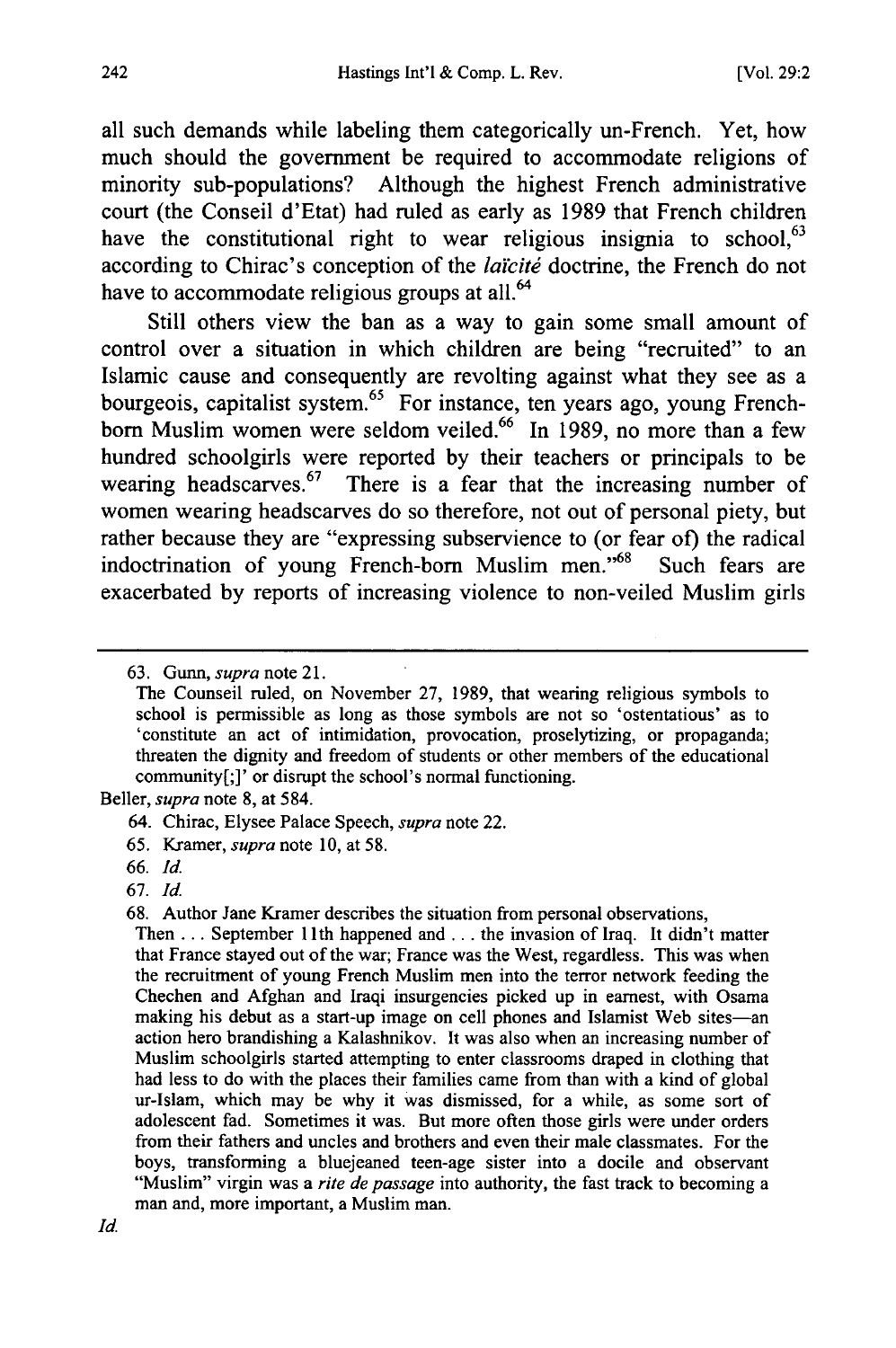all such demands while labeling them categorically un-French. Yet, how much should the government be required to accommodate religions of minority sub-populations? Although the highest French administrative court (the Conseil d'Etat) had ruled as early as 1989 that French children have the constitutional right to wear religious insignia to school,[63] according to Chirac's conception of the *laïcité* doctrine, the French do not have to accommodate religious groups at all.[64]

Still others view the ban as a way to gain some small amount of control over a situation in which children are being "recruited" to an Islamic cause and consequently are revolting against what they see as a bourgeois, capitalist system.[65] For instance, ten years ago, young French-born Muslim women were seldom veiled.[66] In 1989, no more than a few hundred schoolgirls were reported by their teachers or principals to be wearing headscarves.[67] There is a fear that the increasing number of women wearing headscarves do so therefore, not out of personal piety, but rather because they are "expressing subservience to (or fear of) the radical indoctrination of young French-born Muslim men."[68] Such fears are exacerbated by reports of increasing violence to non-veiled Muslim girls

---

63. Gunn, *supra* note 21.

> The Counseil ruled, on November 27, 1989, that wearing religious symbols to school is permissible as long as those symbols are not so 'ostentatious' as to 'constitute an act of intimidation, provocation, proselytizing, or propaganda; threaten the dignity and freedom of students or other members of the educational community[;]' or disrupt the school's normal functioning.

Beller, *supra* note 8, at 584.

64. Chirac, Elysee Palace Speech, *supra* note 22.

65. Kramer, *supra* note 10, at 58.

66. *Id.*

67. *Id.*

68. Author Jane Kramer describes the situation from personal observations,

> Then . . . September 11th happened and . . . the invasion of Iraq. It didn't matter that France stayed out of the war; France was the West, regardless. This was when the recruitment of young French Muslim men into the terror network feeding the Chechen and Afghan and Iraqi insurgencies picked up in earnest, with Osama making his debut as a start-up image on cell phones and Islamist Web sites—an action hero brandishing a Kalashnikov. It was also when an increasing number of Muslim schoolgirls started attempting to enter classrooms draped in clothing that had less to do with the places their families came from than with a kind of global ur-Islam, which may be why it was dismissed, for a while, as some sort of adolescent fad. Sometimes it was. But more often those girls were under orders from their fathers and uncles and brothers and even their male classmates. For the boys, transforming a bluejeaned teen-age sister into a docile and observant "Muslim" virgin was a *rite de passage* into authority, the fast track to becoming a man and, more important, a Muslim man.

*Id.*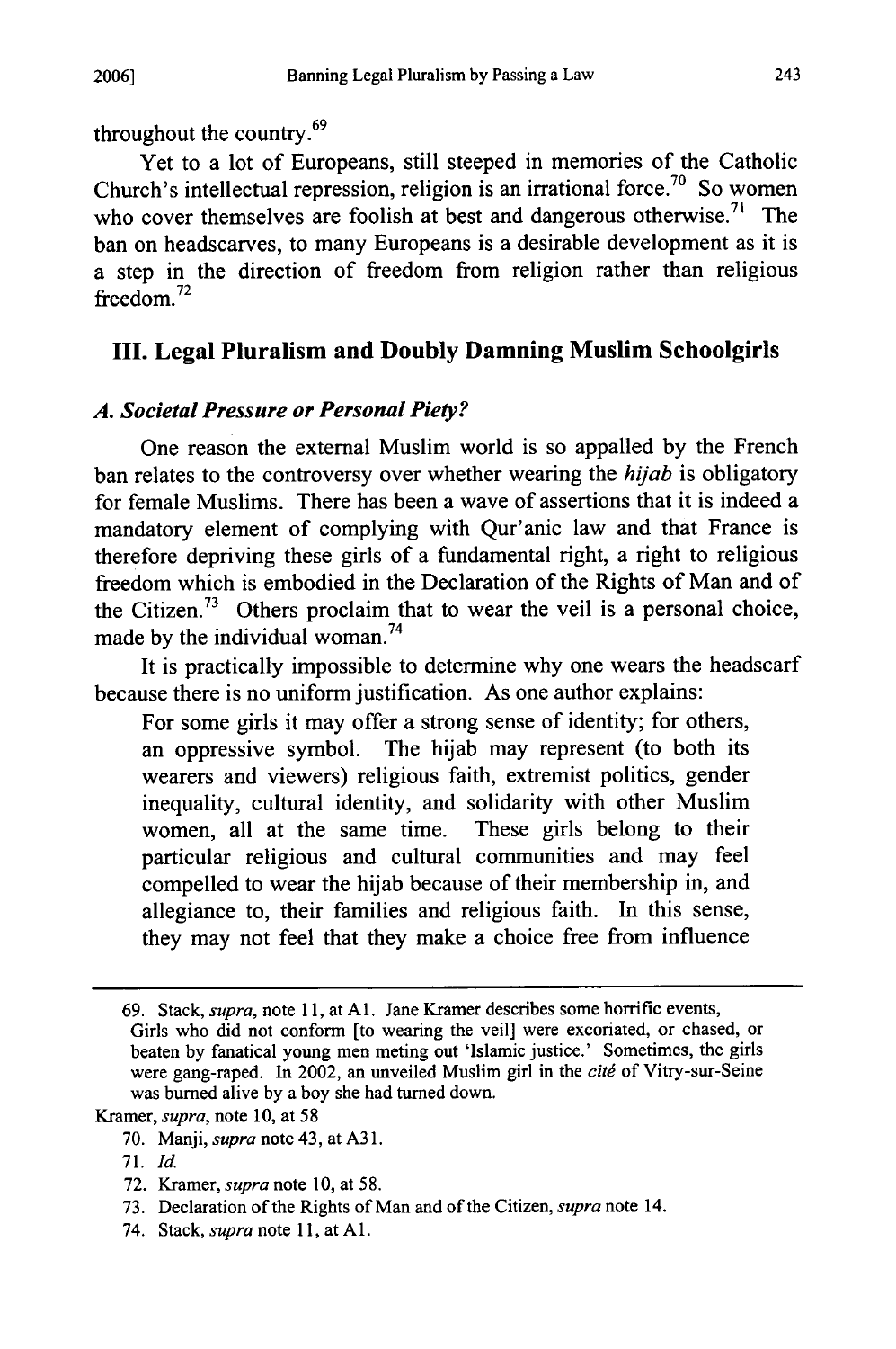throughout the country.[69]

Yet to a lot of Europeans, still steeped in memories of the Catholic Church's intellectual repression, religion is an irrational force.[70] So women who cover themselves are foolish at best and dangerous otherwise.[71] The ban on headscarves, to many Europeans is a desirable development as it is a step in the direction of freedom from religion rather than religious freedom.[72]

## III. Legal Pluralism and Doubly Damning Muslim Schoolgirls

### *A. Societal Pressure or Personal Piety?*

One reason the external Muslim world is so appalled by the French ban relates to the controversy over whether wearing the *hijab* is obligatory for female Muslims. There has been a wave of assertions that it is indeed a mandatory element of complying with Qur'anic law and that France is therefore depriving these girls of a fundamental right, a right to religious freedom which is embodied in the Declaration of the Rights of Man and of the Citizen.[73] Others proclaim that to wear the veil is a personal choice, made by the individual woman.[74]

It is practically impossible to determine why one wears the headscarf because there is no uniform justification. As one author explains:

> For some girls it may offer a strong sense of identity; for others, an oppressive symbol. The hijab may represent (to both its wearers and viewers) religious faith, extremist politics, gender inequality, cultural identity, and solidarity with other Muslim women, all at the same time. These girls belong to their particular religious and cultural communities and may feel compelled to wear the hijab because of their membership in, and allegiance to, their families and religious faith. In this sense, they may not feel that they make a choice free from influence

---

69. Stack, *supra*, note 11, at A1. Jane Kramer describes some horrific events,

> Girls who did not conform [to wearing the veil] were excoriated, or chased, or beaten by fanatical young men meting out 'Islamic justice.' Sometimes, the girls were gang-raped. In 2002, an unveiled Muslim girl in the *cité* of Vitry-sur-Seine was burned alive by a boy she had turned down.

Kramer, *supra*, note 10, at 58

70. Manji, *supra* note 43, at A31.

71. *Id.*

72. Kramer, *supra* note 10, at 58.

73. Declaration of the Rights of Man and of the Citizen, *supra* note 14.

74. Stack, *supra* note 11, at A1.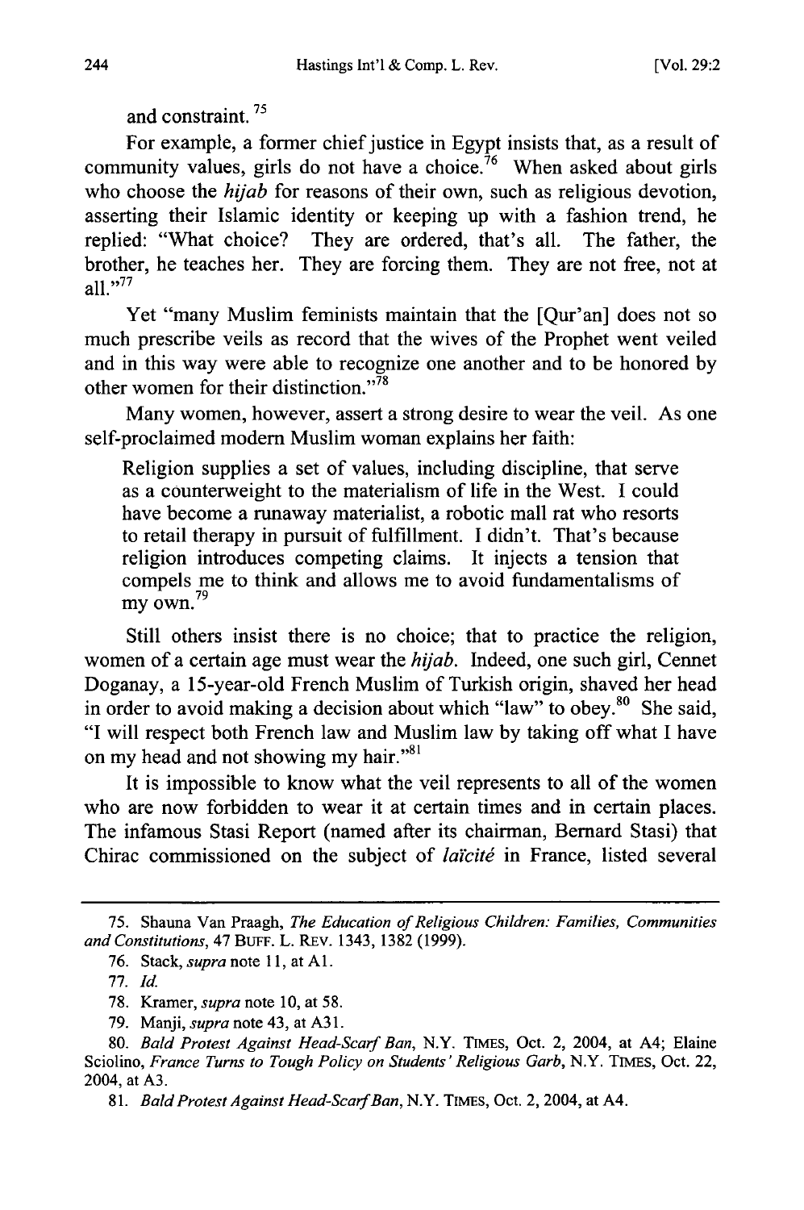and constraint.[75]

For example, a former chief justice in Egypt insists that, as a result of community values, girls do not have a choice.[76] When asked about girls who choose the *hijab* for reasons of their own, such as religious devotion, asserting their Islamic identity or keeping up with a fashion trend, he replied: "What choice? They are ordered, that's all. The father, the brother, he teaches her. They are forcing them. They are not free, not at all."[77]

Yet "many Muslim feminists maintain that the [Qur'an] does not so much prescribe veils as record that the wives of the Prophet went veiled and in this way were able to recognize one another and to be honored by other women for their distinction."[78]

Many women, however, assert a strong desire to wear the veil. As one self-proclaimed modern Muslim woman explains her faith:

> Religion supplies a set of values, including discipline, that serve as a counterweight to the materialism of life in the West. I could have become a runaway materialist, a robotic mall rat who resorts to retail therapy in pursuit of fulfillment. I didn't. That's because religion introduces competing claims. It injects a tension that compels me to think and allows me to avoid fundamentalisms of my own.[79]

Still others insist there is no choice; that to practice the religion, women of a certain age must wear the *hijab*. Indeed, one such girl, Cennet Doganay, a 15-year-old French Muslim of Turkish origin, shaved her head in order to avoid making a decision about which "law" to obey.[80] She said, "I will respect both French law and Muslim law by taking off what I have on my head and not showing my hair."[81]

It is impossible to know what the veil represents to all of the women who are now forbidden to wear it at certain times and in certain places. The infamous Stasi Report (named after its chairman, Bernard Stasi) that Chirac commissioned on the subject of *laïcité* in France, listed several

---

75. Shauna Van Praagh, *The Education of Religious Children: Families, Communities and Constitutions*, 47 BUFF. L. REV. 1343, 1382 (1999).

76. Stack, *supra* note 11, at A1.

77. *Id.*

78. Kramer, *supra* note 10, at 58.

79. Manji, *supra* note 43, at A31.

80. *Bald Protest Against Head-Scarf Ban*, N.Y. TIMES, Oct. 2, 2004, at A4; Elaine Sciolino, *France Turns to Tough Policy on Students' Religious Garb*, N.Y. TIMES, Oct. 22, 2004, at A3.

81. *Bald Protest Against Head-Scarf Ban*, N.Y. TIMES, Oct. 2, 2004, at A4.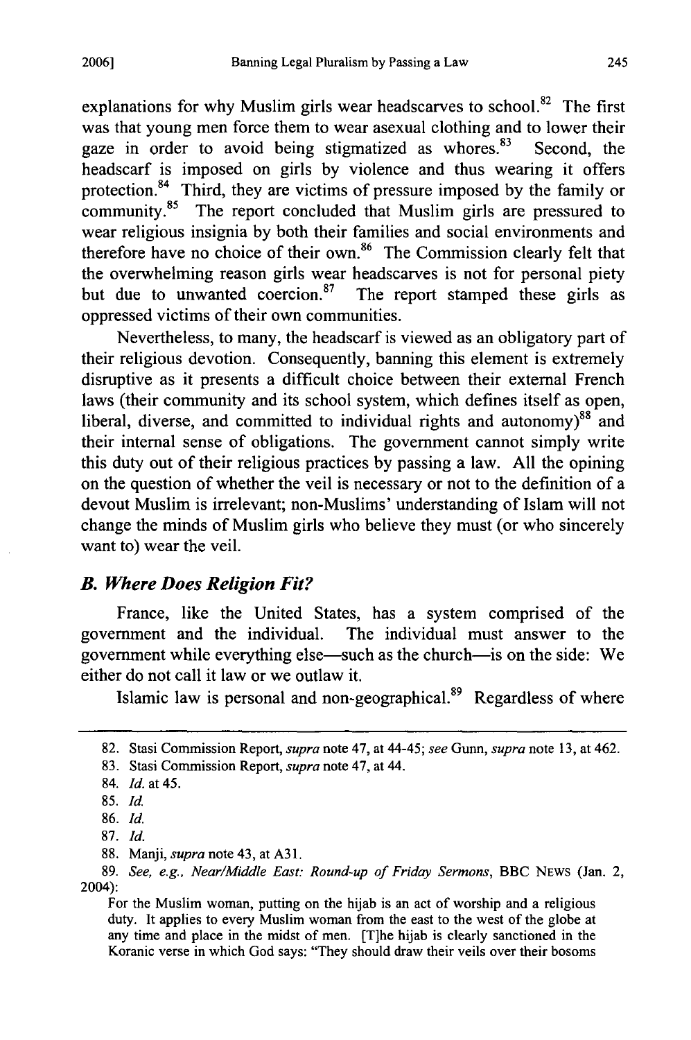explanations for why Muslim girls wear headscarves to school.[82] The first was that young men force them to wear asexual clothing and to lower their gaze in order to avoid being stigmatized as whores.[83] Second, the headscarf is imposed on girls by violence and thus wearing it offers protection.[84] Third, they are victims of pressure imposed by the family or community.[85] The report concluded that Muslim girls are pressured to wear religious insignia by both their families and social environments and therefore have no choice of their own.[86] The Commission clearly felt that the overwhelming reason girls wear headscarves is not for personal piety but due to unwanted coercion.[87] The report stamped these girls as oppressed victims of their own communities.

Nevertheless, to many, the headscarf is viewed as an obligatory part of their religious devotion. Consequently, banning this element is extremely disruptive as it presents a difficult choice between their external French laws (their community and its school system, which defines itself as open, liberal, diverse, and committed to individual rights and autonomy)[88] and their internal sense of obligations. The government cannot simply write this duty out of their religious practices by passing a law. All the opining on the question of whether the veil is necessary or not to the definition of a devout Muslim is irrelevant; non-Muslims' understanding of Islam will not change the minds of Muslim girls who believe they must (or who sincerely want to) wear the veil.

### *B. Where Does Religion Fit?*

France, like the United States, has a system comprised of the government and the individual. The individual must answer to the government while everything else—such as the church—is on the side: We either do not call it law or we outlaw it.

Islamic law is personal and non-geographical.[89] Regardless of where

---

82. Stasi Commission Report, *supra* note 47, at 44-45; *see* Gunn, *supra* note 13, at 462.

83. Stasi Commission Report, *supra* note 47, at 44.

84. *Id.* at 45.

85. *Id.*

86. *Id.*

87. *Id.*

88. Manji, *supra* note 43, at A31.

89. *See, e.g., Near/Middle East: Round-up of Friday Sermons*, BBC NEWS (Jan. 2, 2004):

> For the Muslim woman, putting on the hijab is an act of worship and a religious duty. It applies to every Muslim woman from the east to the west of the globe at any time and place in the midst of men. [T]he hijab is clearly sanctioned in the Koranic verse in which God says: "They should draw their veils over their bosoms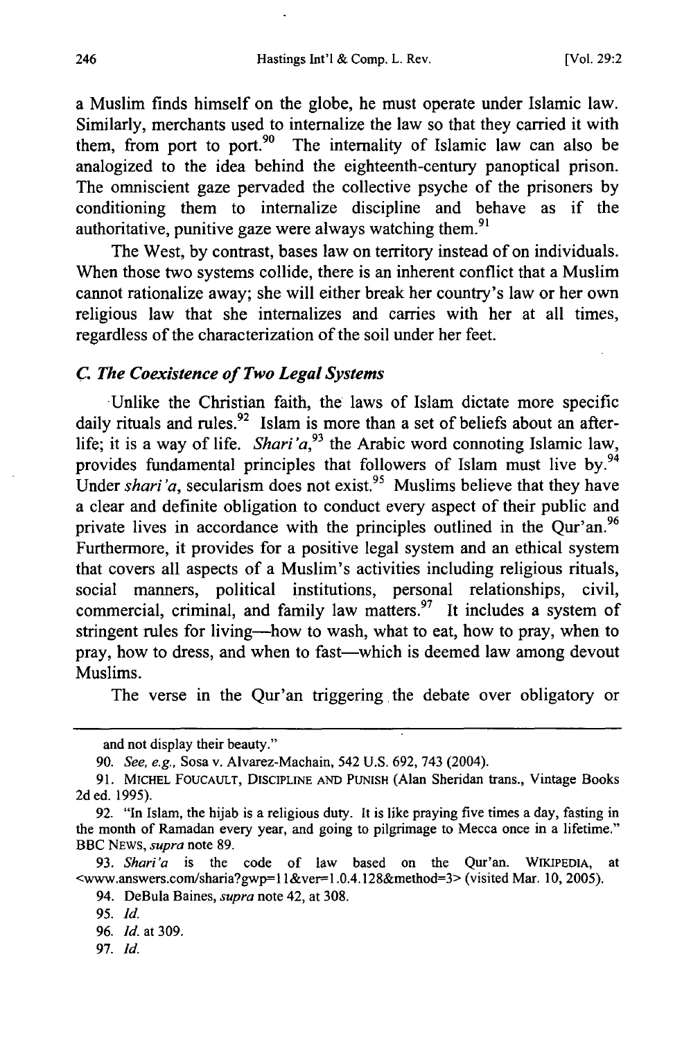a Muslim finds himself on the globe, he must operate under Islamic law. Similarly, merchants used to internalize the law so that they carried it with them, from port to port.[90] The internality of Islamic law can also be analogized to the idea behind the eighteenth-century panoptical prison. The omniscient gaze pervaded the collective psyche of the prisoners by conditioning them to internalize discipline and behave as if the authoritative, punitive gaze were always watching them.[91]

The West, by contrast, bases law on territory instead of on individuals. When those two systems collide, there is an inherent conflict that a Muslim cannot rationalize away; she will either break her country's law or her own religious law that she internalizes and carries with her at all times, regardless of the characterization of the soil under her feet.

### *C. The Coexistence of Two Legal Systems*

Unlike the Christian faith, the laws of Islam dictate more specific daily rituals and rules.[92] Islam is more than a set of beliefs about an after-life; it is a way of life. *Shari'a*,[93] the Arabic word connoting Islamic law, provides fundamental principles that followers of Islam must live by.[94] Under *shari'a*, secularism does not exist.[95] Muslims believe that they have a clear and definite obligation to conduct every aspect of their public and private lives in accordance with the principles outlined in the Qur'an.[96] Furthermore, it provides for a positive legal system and an ethical system that covers all aspects of a Muslim's activities including religious rituals, social manners, political institutions, personal relationships, civil, commercial, criminal, and family law matters.[97] It includes a system of stringent rules for living—how to wash, what to eat, how to pray, when to pray, how to dress, and when to fast—which is deemed law among devout Muslims.

The verse in the Qur'an triggering the debate over obligatory or

---

and not display their beauty."

90. *See, e.g.*, Sosa v. Alvarez-Machain, 542 U.S. 692, 743 (2004).

91. MICHEL FOUCAULT, DISCIPLINE AND PUNISH (Alan Sheridan trans., Vintage Books 2d ed. 1995).

92. "In Islam, the hijab is a religious duty. It is like praying five times a day, fasting in the month of Ramadan every year, and going to pilgrimage to Mecca once in a lifetime." BBC NEWS, *supra* note 89.

93. *Shari'a* is the code of law based on the Qur'an. WIKIPEDIA, at <www.answers.com/sharia?gwp=11&ver=1.0.4.128&method=3> (visited Mar. 10, 2005).

94. DeBula Baines, *supra* note 42, at 308.

95. *Id.*

96. *Id.* at 309.

97. *Id.*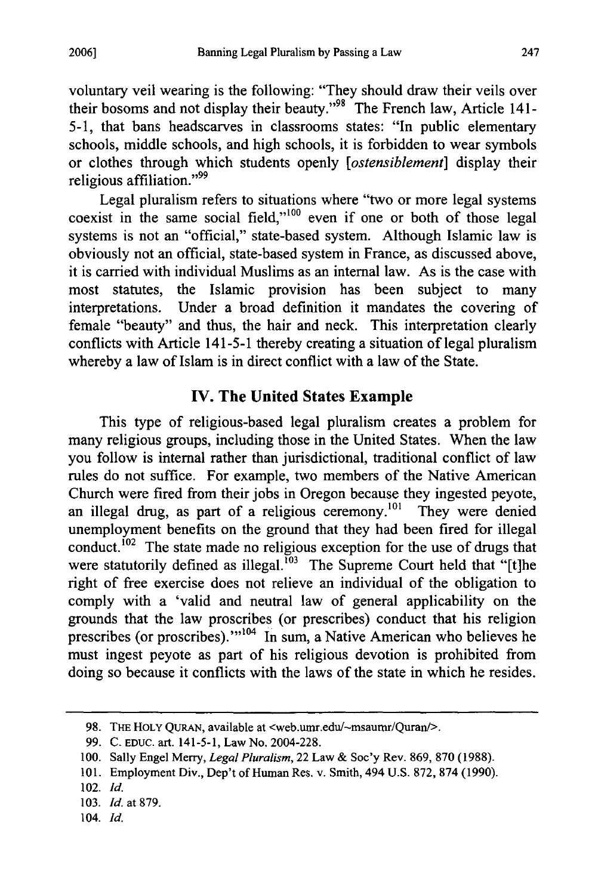voluntary veil wearing is the following: "They should draw their veils over their bosoms and not display their beauty."[98] The French law, Article 141-5-1, that bans headscarves in classrooms states: "In public elementary schools, middle schools, and high schools, it is forbidden to wear symbols or clothes through which students openly [*ostensiblement*] display their religious affiliation."[99]

Legal pluralism refers to situations where "two or more legal systems coexist in the same social field,"[100] even if one or both of those legal systems is not an "official," state-based system. Although Islamic law is obviously not an official, state-based system in France, as discussed above, it is carried with individual Muslims as an internal law. As is the case with most statutes, the Islamic provision has been subject to many interpretations. Under a broad definition it mandates the covering of female "beauty" and thus, the hair and neck. This interpretation clearly conflicts with Article 141-5-1 thereby creating a situation of legal pluralism whereby a law of Islam is in direct conflict with a law of the State.

## IV. The United States Example

This type of religious-based legal pluralism creates a problem for many religious groups, including those in the United States. When the law you follow is internal rather than jurisdictional, traditional conflict of law rules do not suffice. For example, two members of the Native American Church were fired from their jobs in Oregon because they ingested peyote, an illegal drug, as part of a religious ceremony.[101] They were denied unemployment benefits on the ground that they had been fired for illegal conduct.[102] The state made no religious exception for the use of drugs that were statutorily defined as illegal.[103] The Supreme Court held that "[t]he right of free exercise does not relieve an individual of the obligation to comply with a 'valid and neutral law of general applicability on the grounds that the law proscribes (or prescribes) conduct that his religion prescribes (or proscribes).'"[104] In sum, a Native American who believes he must ingest peyote as part of his religious devotion is prohibited from doing so because it conflicts with the laws of the state in which he resides.

---

98. THE HOLY QURAN, available at <web.umr.edu/~msaumr/Quran/>.

99. C. EDUC. art. 141-5-1, Law No. 2004-228.

100. Sally Engel Merry, *Legal Pluralism*, 22 Law & Soc'y Rev. 869, 870 (1988).

101. Employment Div., Dep't of Human Res. v. Smith, 494 U.S. 872, 874 (1990).

102. *Id.*

103. *Id.* at 879.

104. *Id.*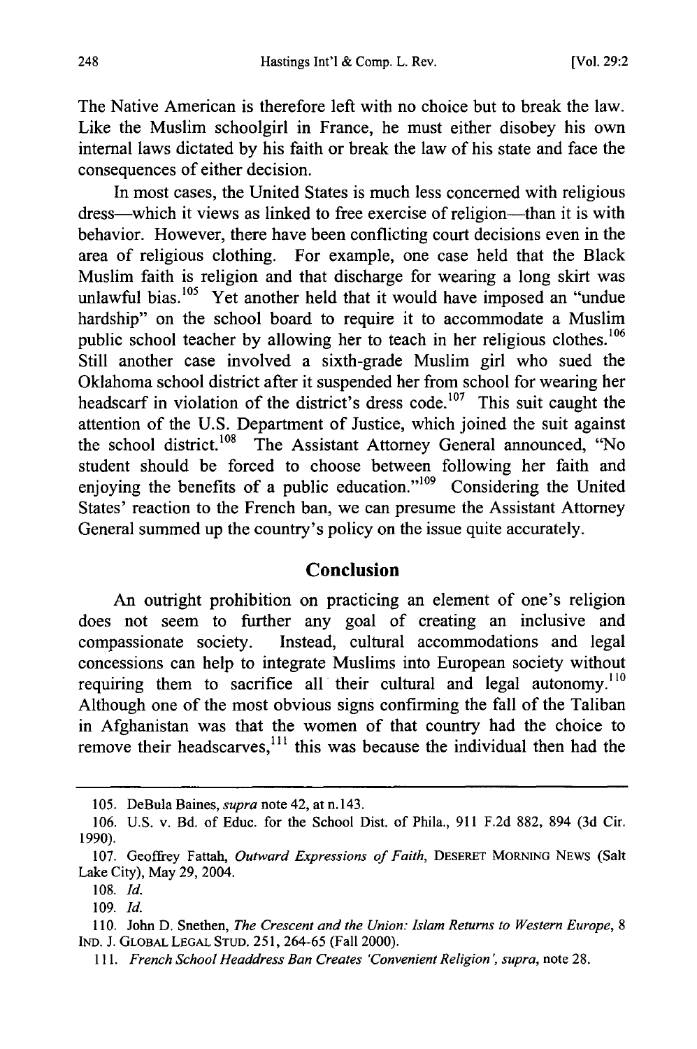The Native American is therefore left with no choice but to break the law. Like the Muslim schoolgirl in France, he must either disobey his own internal laws dictated by his faith or break the law of his state and face the consequences of either decision.

In most cases, the United States is much less concerned with religious dress—which it views as linked to free exercise of religion—than it is with behavior. However, there have been conflicting court decisions even in the area of religious clothing. For example, one case held that the Black Muslim faith is religion and that discharge for wearing a long skirt was unlawful bias.[105] Yet another held that it would have imposed an "undue hardship" on the school board to require it to accommodate a Muslim public school teacher by allowing her to teach in her religious clothes.[106] Still another case involved a sixth-grade Muslim girl who sued the Oklahoma school district after it suspended her from school for wearing her headscarf in violation of the district's dress code.[107] This suit caught the attention of the U.S. Department of Justice, which joined the suit against the school district.[108] The Assistant Attorney General announced, "No student should be forced to choose between following her faith and enjoying the benefits of a public education."[109] Considering the United States' reaction to the French ban, we can presume the Assistant Attorney General summed up the country's policy on the issue quite accurately.

## Conclusion

An outright prohibition on practicing an element of one's religion does not seem to further any goal of creating an inclusive and compassionate society. Instead, cultural accommodations and legal concessions can help to integrate Muslims into European society without requiring them to sacrifice all their cultural and legal autonomy.[110] Although one of the most obvious signs confirming the fall of the Taliban in Afghanistan was that the women of that country had the choice to remove their headscarves,[111] this was because the individual then had the

---

105. DeBula Baines, *supra* note 42, at n.143.

106. U.S. v. Bd. of Educ. for the School Dist. of Phila., 911 F.2d 882, 894 (3d Cir. 1990).

107. Geoffrey Fattah, *Outward Expressions of Faith*, DESERET MORNING NEWS (Salt Lake City), May 29, 2004.

108. *Id.*

109. *Id.*

110. John D. Snethen, *The Crescent and the Union: Islam Returns to Western Europe*, 8 IND. J. GLOBAL LEGAL STUD. 251, 264-65 (Fall 2000).

111. *French School Headdress Ban Creates 'Convenient Religion'*, *supra*, note 28.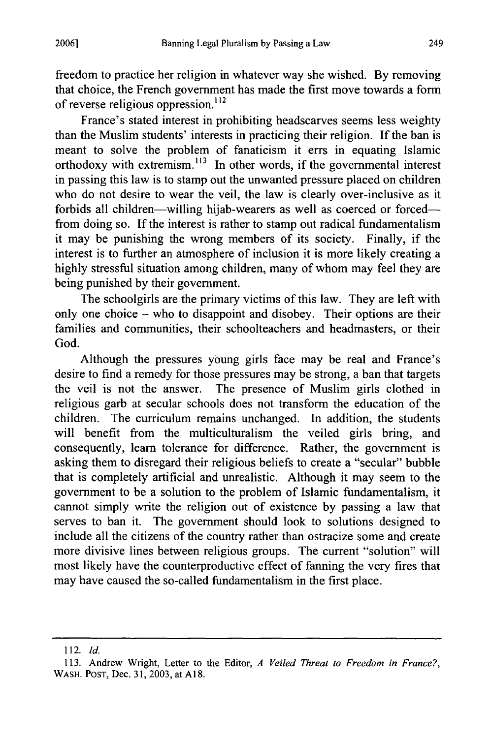freedom to practice her religion in whatever way she wished. By removing that choice, the French government has made the first move towards a form of reverse religious oppression.[112]

France's stated interest in prohibiting headscarves seems less weighty than the Muslim students' interests in practicing their religion. If the ban is meant to solve the problem of fanaticism it errs in equating Islamic orthodoxy with extremism.[113] In other words, if the governmental interest in passing this law is to stamp out the unwanted pressure placed on children who do not desire to wear the veil, the law is clearly over-inclusive as it forbids all children—willing hijab-wearers as well as coerced or forced—from doing so. If the interest is rather to stamp out radical fundamentalism it may be punishing the wrong members of its society. Finally, if the interest is to further an atmosphere of inclusion it is more likely creating a highly stressful situation among children, many of whom may feel they are being punished by their government.

The schoolgirls are the primary victims of this law. They are left with only one choice – who to disappoint and disobey. Their options are their families and communities, their schoolteachers and headmasters, or their God.

Although the pressures young girls face may be real and France's desire to find a remedy for those pressures may be strong, a ban that targets the veil is not the answer. The presence of Muslim girls clothed in religious garb at secular schools does not transform the education of the children. The curriculum remains unchanged. In addition, the students will benefit from the multiculturalism the veiled girls bring, and consequently, learn tolerance for difference. Rather, the government is asking them to disregard their religious beliefs to create a "secular" bubble that is completely artificial and unrealistic. Although it may seem to the government to be a solution to the problem of Islamic fundamentalism, it cannot simply write the religion out of existence by passing a law that serves to ban it. The government should look to solutions designed to include all the citizens of the country rather than ostracize some and create more divisive lines between religious groups. The current "solution" will most likely have the counterproductive effect of fanning the very fires that may have caused the so-called fundamentalism in the first place.

---

112. *Id.*

113. Andrew Wright, Letter to the Editor, *A Veiled Threat to Freedom in France?*, WASH. POST, Dec. 31, 2003, at A18.